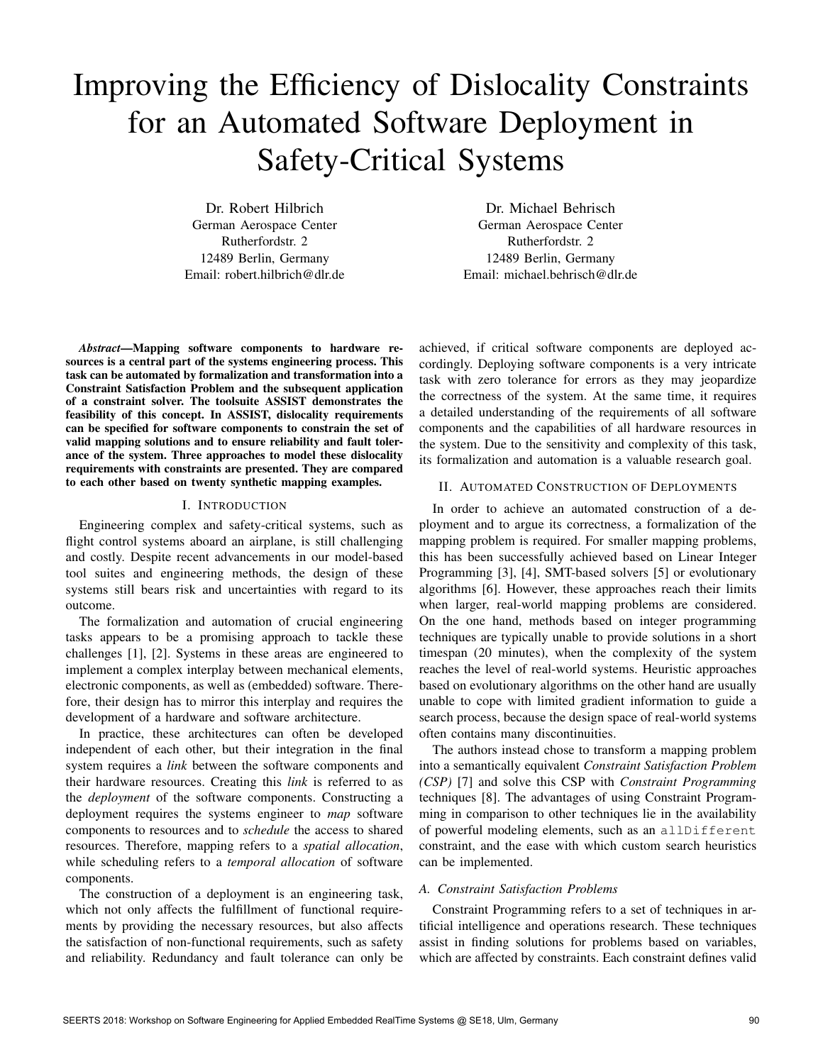# Improving the Efficiency of Dislocality Constraints for an Automated Software Deployment in Safety-Critical Systems

Dr. Robert Hilbrich
German Aerospace Center
Rutherfordstr. 2
12489 Berlin, Germany
Email: robert.hilbrich@dlr.de

Dr. Michael Behrisch
German Aerospace Center
Rutherfordstr. 2
12489 Berlin, Germany
Email: michael.behrisch@dlr.de

***Abstract*—Mapping software components to hardware resources is a central part of the systems engineering process. This task can be automated by formalization and transformation into a Constraint Satisfaction Problem and the subsequent application of a constraint solver. The toolsuite ASSIST demonstrates the feasibility of this concept. In ASSIST, dislocality requirements can be specified for software components to constrain the set of valid mapping solutions and to ensure reliability and fault tolerance of the system. Three approaches to model these dislocality requirements with constraints are presented. They are compared to each other based on twenty synthetic mapping examples.**

## I. Introduction

Engineering complex and safety-critical systems, such as flight control systems aboard an airplane, is still challenging and costly. Despite recent advancements in our model-based tool suites and engineering methods, the design of these systems still bears risk and uncertainties with regard to its outcome.

The formalization and automation of crucial engineering tasks appears to be a promising approach to tackle these challenges [1], [2]. Systems in these areas are engineered to implement a complex interplay between mechanical elements, electronic components, as well as (embedded) software. Therefore, their design has to mirror this interplay and requires the development of a hardware and software architecture.

In practice, these architectures can often be developed independent of each other, but their integration in the final system requires a *link* between the software components and their hardware resources. Creating this *link* is referred to as the *deployment* of the software components. Constructing a deployment requires the systems engineer to *map* software components to resources and to *schedule* the access to shared resources. Therefore, mapping refers to a *spatial allocation*, while scheduling refers to a *temporal allocation* of software components.

The construction of a deployment is an engineering task, which not only affects the fulfillment of functional requirements by providing the necessary resources, but also affects the satisfaction of non-functional requirements, such as safety and reliability. Redundancy and fault tolerance can only be achieved, if critical software components are deployed accordingly. Deploying software components is a very intricate task with zero tolerance for errors as they may jeopardize the correctness of the system. At the same time, it requires a detailed understanding of the requirements of all software components and the capabilities of all hardware resources in the system. Due to the sensitivity and complexity of this task, its formalization and automation is a valuable research goal.

## II. Automated Construction of Deployments

In order to achieve an automated construction of a deployment and to argue its correctness, a formalization of the mapping problem is required. For smaller mapping problems, this has been successfully achieved based on Linear Integer Programming [3], [4], SMT-based solvers [5] or evolutionary algorithms [6]. However, these approaches reach their limits when larger, real-world mapping problems are considered. On the one hand, methods based on integer programming techniques are typically unable to provide solutions in a short timespan (20 minutes), when the complexity of the system reaches the level of real-world systems. Heuristic approaches based on evolutionary algorithms on the other hand are usually unable to cope with limited gradient information to guide a search process, because the design space of real-world systems often contains many discontinuities.

The authors instead chose to transform a mapping problem into a semantically equivalent *Constraint Satisfaction Problem (CSP)* [7] and solve this CSP with *Constraint Programming* techniques [8]. The advantages of using Constraint Programming in comparison to other techniques lie in the availability of powerful modeling elements, such as an `allDifferent` constraint, and the ease with which custom search heuristics can be implemented.

### A. Constraint Satisfaction Problems

Constraint Programming refers to a set of techniques in artificial intelligence and operations research. These techniques assist in finding solutions for problems based on variables, which are affected by constraints. Each constraint defines valid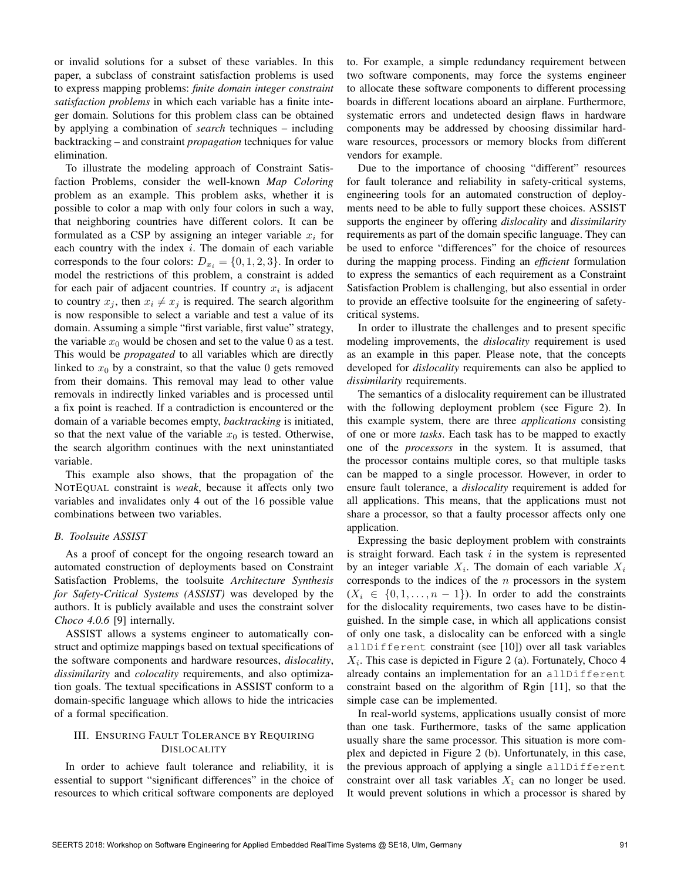or invalid solutions for a subset of these variables. In this paper, a subclass of constraint satisfaction problems is used to express mapping problems: *finite domain integer constraint satisfaction problems* in which each variable has a finite integer domain. Solutions for this problem class can be obtained by applying a combination of *search* techniques – including backtracking – and constraint *propagation* techniques for value elimination.

To illustrate the modeling approach of Constraint Satisfaction Problems, consider the well-known *Map Coloring* problem as an example. This problem asks, whether it is possible to color a map with only four colors in such a way, that neighboring countries have different colors. It can be formulated as a CSP by assigning an integer variable $x_i$ for each country with the index $i$. The domain of each variable corresponds to the four colors: $D_{x_i} = \{0, 1, 2, 3\}$. In order to model the restrictions of this problem, a constraint is added for each pair of adjacent countries. If country $x_i$ is adjacent to country $x_j$, then $x_i \neq x_j$ is required. The search algorithm is now responsible to select a variable and test a value of its domain. Assuming a simple "first variable, first value" strategy, the variable $x_0$ would be chosen and set to the value 0 as a test. This would be *propagated* to all variables which are directly linked to $x_0$ by a constraint, so that the value 0 gets removed from their domains. This removal may lead to other value removals in indirectly linked variables and is processed until a fix point is reached. If a contradiction is encountered or the domain of a variable becomes empty, *backtracking* is initiated, so that the next value of the variable $x_0$ is tested. Otherwise, the search algorithm continues with the next uninstantiated variable.

This example also shows, that the propagation of the NOTEQUAL constraint is *weak*, because it affects only two variables and invalidates only 4 out of the 16 possible value combinations between two variables.

### B. Toolsuite ASSIST

As a proof of concept for the ongoing research toward an automated construction of deployments based on Constraint Satisfaction Problems, the toolsuite *Architecture Synthesis for Safety-Critical Systems (ASSIST)* was developed by the authors. It is publicly available and uses the constraint solver *Choco 4.0.6* [9] internally.

ASSIST allows a systems engineer to automatically construct and optimize mappings based on textual specifications of the software components and hardware resources, *dislocality*, *dissimilarity* and *colocality* requirements, and also optimization goals. The textual specifications in ASSIST conform to a domain-specific language which allows to hide the intricacies of a formal specification.

## III. Ensuring Fault Tolerance by Requiring Dislocality

In order to achieve fault tolerance and reliability, it is essential to support "significant differences" in the choice of resources to which critical software components are deployed to. For example, a simple redundancy requirement between two software components, may force the systems engineer to allocate these software components to different processing boards in different locations aboard an airplane. Furthermore, systematic errors and undetected design flaws in hardware components may be addressed by choosing dissimilar hardware resources, processors or memory blocks from different vendors for example.

Due to the importance of choosing "different" resources for fault tolerance and reliability in safety-critical systems, engineering tools for an automated construction of deployments need to be able to fully support these choices. ASSIST supports the engineer by offering *dislocality* and *dissimilarity* requirements as part of the domain specific language. They can be used to enforce "differences" for the choice of resources during the mapping process. Finding an *efficient* formulation to express the semantics of each requirement as a Constraint Satisfaction Problem is challenging, but also essential in order to provide an effective toolsuite for the engineering of safety-critical systems.

In order to illustrate the challenges and to present specific modeling improvements, the *dislocality* requirement is used as an example in this paper. Please note, that the concepts developed for *dislocality* requirements can also be applied to *dissimilarity* requirements.

The semantics of a dislocality requirement can be illustrated with the following deployment problem (see Figure 2). In this example system, there are three *applications* consisting of one or more *tasks*. Each task has to be mapped to exactly one of the *processors* in the system. It is assumed, that the processor contains multiple cores, so that multiple tasks can be mapped to a single processor. However, in order to ensure fault tolerance, a *dislocality* requirement is added for all applications. This means, that the applications must not share a processor, so that a faulty processor affects only one application.

Expressing the basic deployment problem with constraints is straight forward. Each task $i$ in the system is represented by an integer variable $X_i$. The domain of each variable $X_i$ corresponds to the indices of the $n$ processors in the system ($X_i \in \{0, 1, \ldots, n-1\}$). In order to add the constraints for the dislocality requirements, two cases have to be distinguished. In the simple case, in which all applications consist of only one task, a dislocality can be enforced with a single `allDifferent` constraint (see [10]) over all task variables $X_i$. This case is depicted in Figure 2 (a). Fortunately, Choco 4 already contains an implementation for an `allDifferent` constraint based on the algorithm of Rgin [11], so that the simple case can be implemented.

In real-world systems, applications usually consist of more than one task. Furthermore, tasks of the same application usually share the same processor. This situation is more complex and depicted in Figure 2 (b). Unfortunately, in this case, the previous approach of applying a single `allDifferent` constraint over all task variables $X_i$ can no longer be used. It would prevent solutions in which a processor is shared by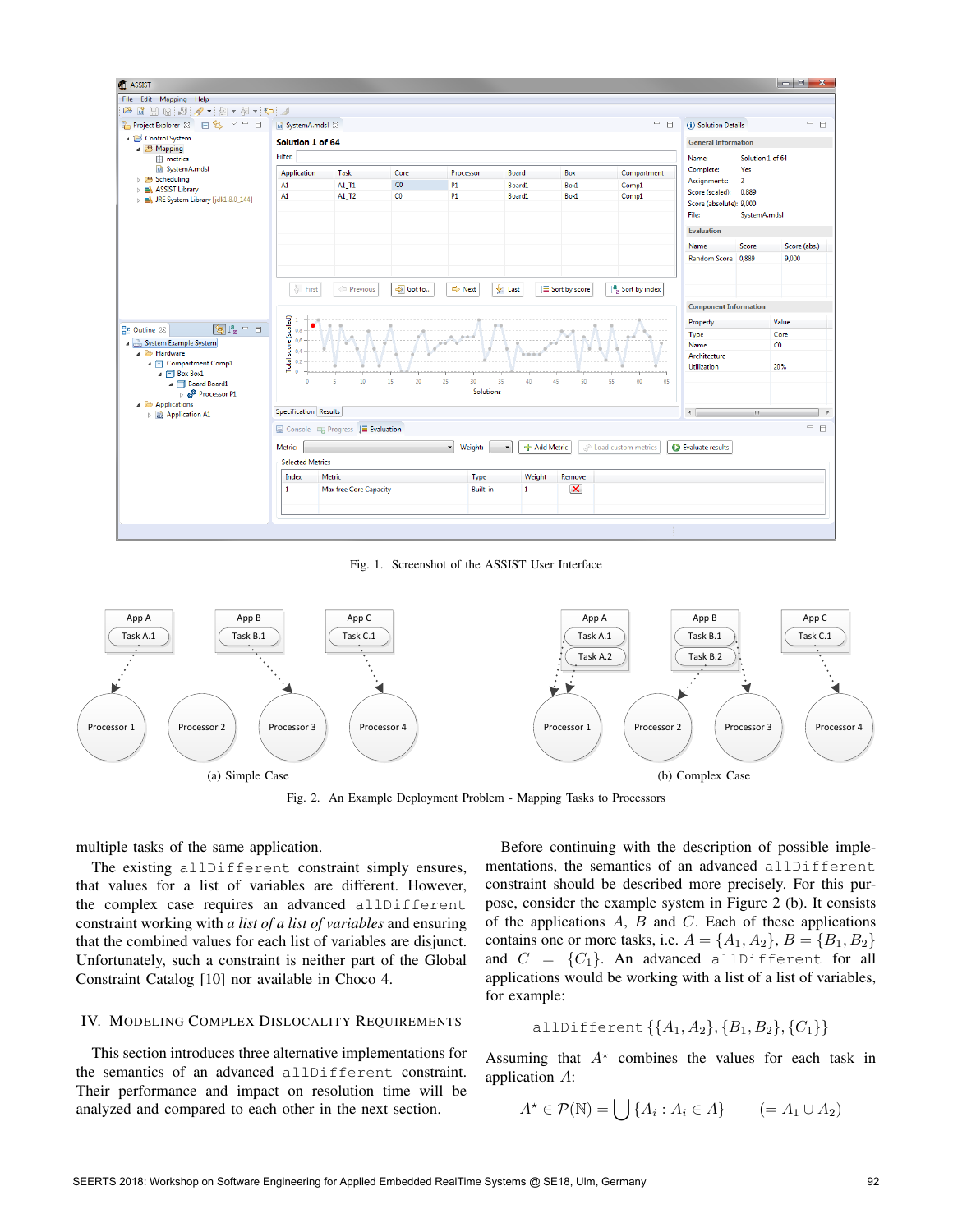Fig. 1. Screenshot of the ASSIST User Interface

(a) Simple Case

(b) Complex Case

Fig. 2. An Example Deployment Problem - Mapping Tasks to Processors

multiple tasks of the same application.

The existing `allDifferent` constraint simply ensures, that values for a list of variables are different. However, the complex case requires an advanced `allDifferent` constraint working with *a list of a list of variables* and ensuring that the combined values for each list of variables are disjunct. Unfortunately, such a constraint is neither part of the Global Constraint Catalog [10] nor available in Choco 4.

## IV. Modeling Complex Dislocality Requirements

This section introduces three alternative implementations for the semantics of an advanced `allDifferent` constraint. Their performance and impact on resolution time will be analyzed and compared to each other in the next section.

Before continuing with the description of possible implementations, the semantics of an advanced `allDifferent` constraint should be described more precisely. For this purpose, consider the example system in Figure 2 (b). It consists of the applications $A$, $B$ and $C$. Each of these applications contains one or more tasks, i.e. $A = \{A_1, A_2\}$, $B = \{B_1, B_2\}$ and $C = \{C_1\}$. An advanced `allDifferent` for all applications would be working with a list of a list of variables, for example:

$$\texttt{allDifferent}\ \{\{A_1, A_2\}, \{B_1, B_2\}, \{C_1\}\}$$

Assuming that $A^\star$ combines the values for each task in application $A$:

$$A^\star \in \mathcal{P}(\mathbb{N}) = \bigcup \{A_i : A_i \in A\} \qquad (= A_1 \cup A_2)$$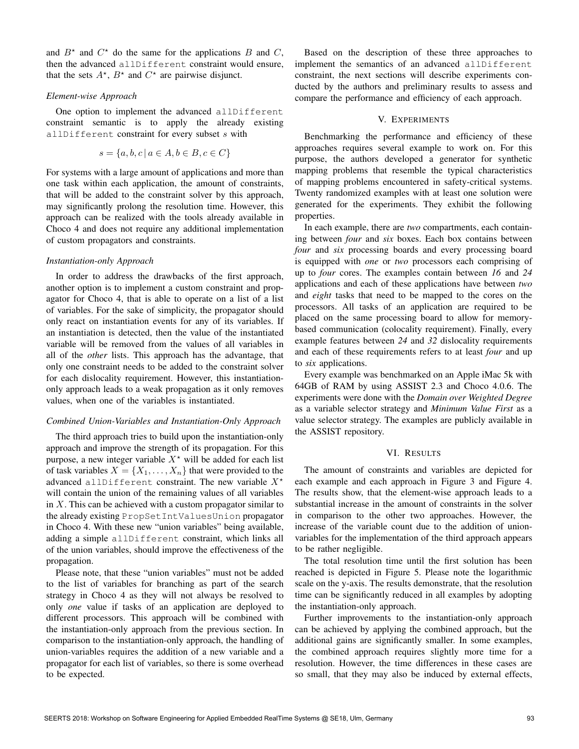and $B^\star$ and $C^\star$ do the same for the applications $B$ and $C$, then the advanced `allDifferent` constraint would ensure, that the sets $A^\star$, $B^\star$ and $C^\star$ are pairwise disjunct.

### *Element-wise Approach*

One option to implement the advanced `allDifferent` constraint semantic is to apply the already existing `allDifferent` constraint for every subset $s$ with

$$s = \{a, b, c \mid a \in A, b \in B, c \in C\}$$

For systems with a large amount of applications and more than one task within each application, the amount of constraints, that will be added to the constraint solver by this approach, may significantly prolong the resolution time. However, this approach can be realized with the tools already available in Choco 4 and does not require any additional implementation of custom propagators and constraints.

### *Instantiation-only Approach*

In order to address the drawbacks of the first approach, another option is to implement a custom constraint and propagator for Choco 4, that is able to operate on a list of a list of variables. For the sake of simplicity, the propagator should only react on instantiation events for any of its variables. If an instantiation is detected, then the value of the instantiated variable will be removed from the values of all variables in all of the *other* lists. This approach has the advantage, that only one constraint needs to be added to the constraint solver for each dislocality requirement. However, this instantiation-only approach leads to a weak propagation as it only removes values, when one of the variables is instantiated.

### *Combined Union-Variables and Instantiation-Only Approach*

The third approach tries to build upon the instantiation-only approach and improve the strength of its propagation. For this purpose, a new integer variable $X^\star$ will be added for each list of task variables $X = \{X_1, \ldots, X_n\}$ that were provided to the advanced `allDifferent` constraint. The new variable $X^\star$ will contain the union of the remaining values of all variables in $X$. This can be achieved with a custom propagator similar to the already existing `PropSetIntValuesUnion` propagator in Choco 4. With these new "union variables" being available, adding a simple `allDifferent` constraint, which links all of the union variables, should improve the effectiveness of the propagation.

Please note, that these "union variables" must not be added to the list of variables for branching as part of the search strategy in Choco 4 as they will not always be resolved to only *one* value if tasks of an application are deployed to different processors. This approach will be combined with the instantiation-only approach from the previous section. In comparison to the instantiation-only approach, the handling of union-variables requires the addition of a new variable and a propagator for each list of variables, so there is some overhead to be expected.

Based on the description of these three approaches to implement the semantics of an advanced `allDifferent` constraint, the next sections will describe experiments conducted by the authors and preliminary results to assess and compare the performance and efficiency of each approach.

## V. Experiments

Benchmarking the performance and efficiency of these approaches requires several example to work on. For this purpose, the authors developed a generator for synthetic mapping problems that resemble the typical characteristics of mapping problems encountered in safety-critical systems. Twenty randomized examples with at least one solution were generated for the experiments. They exhibit the following properties.

In each example, there are *two* compartments, each containing between *four* and *six* boxes. Each box contains between *four* and *six* processing boards and every processing board is equipped with *one* or *two* processors each comprising of up to *four* cores. The examples contain between *16* and *24* applications and each of these applications have between *two* and *eight* tasks that need to be mapped to the cores on the processors. All tasks of an application are required to be placed on the same processing board to allow for memory-based communication (colocality requirement). Finally, every example features between *24* and *32* dislocality requirements and each of these requirements refers to at least *four* and up to *six* applications.

Every example was benchmarked on an Apple iMac 5k with 64GB of RAM by using ASSIST 2.3 and Choco 4.0.6. The experiments were done with the *Domain over Weighted Degree* as a variable selector strategy and *Minimum Value First* as a value selector strategy. The examples are publicly available in the ASSIST repository.

## VI. Results

The amount of constraints and variables are depicted for each example and each approach in Figure 3 and Figure 4. The results show, that the element-wise approach leads to a substantial increase in the amount of constraints in the solver in comparison to the other two approaches. However, the increase of the variable count due to the addition of union-variables for the implementation of the third approach appears to be rather negligible.

The total resolution time until the first solution has been reached is depicted in Figure 5. Please note the logarithmic scale on the y-axis. The results demonstrate, that the resolution time can be significantly reduced in all examples by adopting the instantiation-only approach.

Further improvements to the instantiation-only approach can be achieved by applying the combined approach, but the additional gains are significantly smaller. In some examples, the combined approach requires slightly more time for a resolution. However, the time differences in these cases are so small, that they may also be induced by external effects,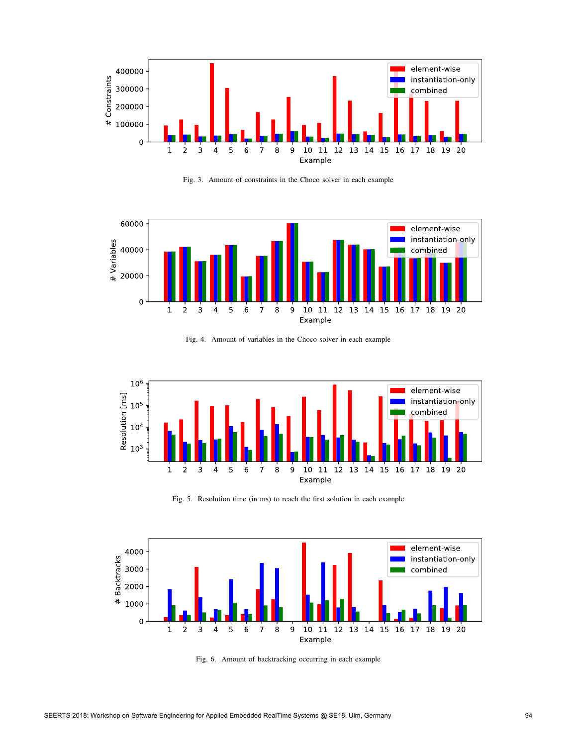Fig. 3. Amount of constraints in the Choco solver in each example

Fig. 4. Amount of variables in the Choco solver in each example

Fig. 5. Resolution time (in ms) to reach the first solution in each example

Fig. 6. Amount of backtracking occurring in each example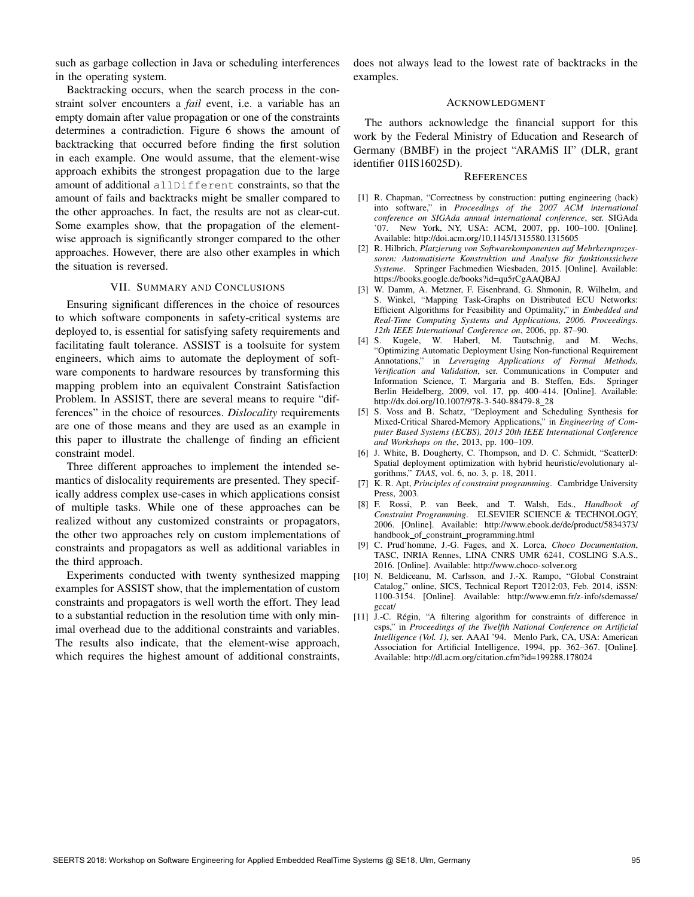such as garbage collection in Java or scheduling interferences in the operating system.

Backtracking occurs, when the search process in the constraint solver encounters a *fail* event, i.e. a variable has an empty domain after value propagation or one of the constraints determines a contradiction. Figure 6 shows the amount of backtracking that occurred before finding the first solution in each example. One would assume, that the element-wise approach exhibits the strongest propagation due to the large amount of additional `allDifferent` constraints, so that the amount of fails and backtracks might be smaller compared to the other approaches. In fact, the results are not as clear-cut. Some examples show, that the propagation of the element-wise approach is significantly stronger compared to the other approaches. However, there are also other examples in which the situation is reversed.

## VII. Summary and Conclusions

Ensuring significant differences in the choice of resources to which software components in safety-critical systems are deployed to, is essential for satisfying safety requirements and facilitating fault tolerance. ASSIST is a toolsuite for system engineers, which aims to automate the deployment of software components to hardware resources by transforming this mapping problem into an equivalent Constraint Satisfaction Problem. In ASSIST, there are several means to require "differences" in the choice of resources. *Dislocality* requirements are one of those means and they are used as an example in this paper to illustrate the challenge of finding an efficient constraint model.

Three different approaches to implement the intended semantics of dislocality requirements are presented. They specifically address complex use-cases in which applications consist of multiple tasks. While one of these approaches can be realized without any customized constraints or propagators, the other two approaches rely on custom implementations of constraints and propagators as well as additional variables in the third approach.

Experiments conducted with twenty synthesized mapping examples for ASSIST show, that the implementation of custom constraints and propagators is well worth the effort. They lead to a substantial reduction in the resolution time with only minimal overhead due to the additional constraints and variables. The results also indicate, that the element-wise approach, which requires the highest amount of additional constraints, does not always lead to the lowest rate of backtracks in the examples.

## Acknowledgment

The authors acknowledge the financial support for this work by the Federal Ministry of Education and Research of Germany (BMBF) in the project "ARAMiS II" (DLR, grant identifier 01IS16025D).

## References

[1] R. Chapman, "Correctness by construction: putting engineering (back) into software," in *Proceedings of the 2007 ACM international conference on SIGAda annual international conference*, ser. SIGAda '07. New York, NY, USA: ACM, 2007, pp. 100–100. [Online]. Available: http://doi.acm.org/10.1145/1315580.1315605

[2] R. Hilbrich, *Platzierung von Softwarekomponenten auf Mehrkernprozessoren: Automatisierte Konstruktion und Analyse für funktionssichere Systeme*. Springer Fachmedien Wiesbaden, 2015. [Online]. Available: https://books.google.de/books?id=qu5rCgAAQBAJ

[3] W. Damm, A. Metzner, F. Eisenbrand, G. Shmonin, R. Wilhelm, and S. Winkel, "Mapping Task-Graphs on Distributed ECU Networks: Efficient Algorithms for Feasibility and Optimality," in *Embedded and Real-Time Computing Systems and Applications, 2006. Proceedings. 12th IEEE International Conference on*, 2006, pp. 87–90.

[4] S. Kugele, W. Haberl, M. Tautschnig, and M. Wechs, "Optimizing Automatic Deployment Using Non-functional Requirement Annotations," in *Leveraging Applications of Formal Methods, Verification and Validation*, ser. Communications in Computer and Information Science, T. Margaria and B. Steffen, Eds. Springer Berlin Heidelberg, 2009, vol. 17, pp. 400–414. [Online]. Available: http://dx.doi.org/10.1007/978-3-540-88479-8_28

[5] S. Voss and B. Schatz, "Deployment and Scheduling Synthesis for Mixed-Critical Shared-Memory Applications," in *Engineering of Computer Based Systems (ECBS), 2013 20th IEEE International Conference and Workshops on the*, 2013, pp. 100–109.

[6] J. White, B. Dougherty, C. Thompson, and D. C. Schmidt, "ScatterD: Spatial deployment optimization with hybrid heuristic/evolutionary algorithms," *TAAS*, vol. 6, no. 3, p. 18, 2011.

[7] K. R. Apt, *Principles of constraint programming*. Cambridge University Press, 2003.

[8] F. Rossi, P. van Beek, and T. Walsh, Eds., *Handbook of Constraint Programming*. ELSEVIER SCIENCE & TECHNOLOGY, 2006. [Online]. Available: http://www.ebook.de/de/product/5834373/handbook_of_constraint_programming.html

[9] C. Prud'homme, J.-G. Fages, and X. Lorca, *Choco Documentation*, TASC, INRIA Rennes, LINA CNRS UMR 6241, COSLING S.A.S., 2016. [Online]. Available: http://www.choco-solver.org

[10] N. Beldiceanu, M. Carlsson, and J.-X. Rampo, "Global Constraint Catalog," online, SICS, Technical Report T2012:03, Feb. 2014, iSSN: 1100-3154. [Online]. Available: http://www.emn.fr/z-info/sdemasse/gccat/

[11] J.-C. Régin, "A filtering algorithm for constraints of difference in csps," in *Proceedings of the Twelfth National Conference on Artificial Intelligence (Vol. 1)*, ser. AAAI '94. Menlo Park, CA, USA: American Association for Artificial Intelligence, 1994, pp. 362–367. [Online]. Available: http://dl.acm.org/citation.cfm?id=199288.178024